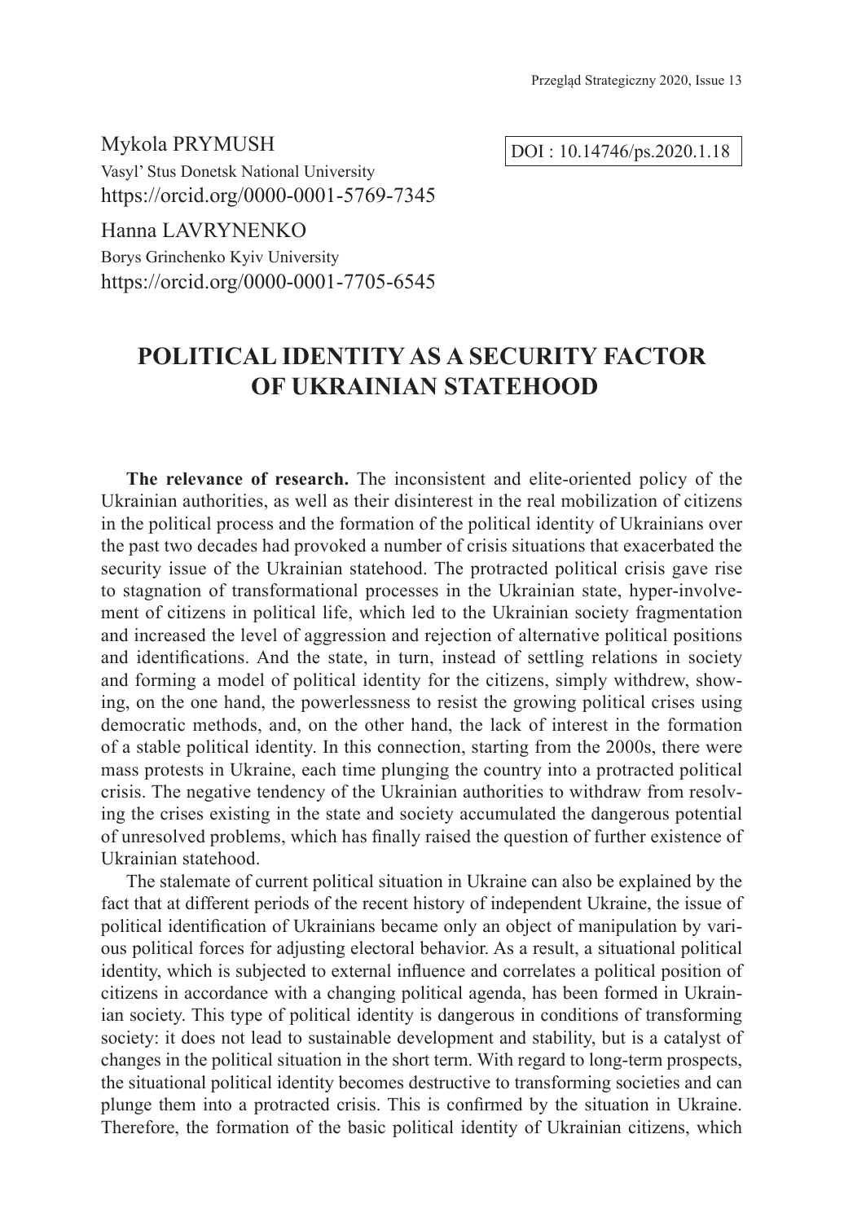Mykola PRYMUSH
Vasyl' Stus Donetsk National University
https://orcid.org/0000-0001-5769-7345

DOI : 10.14746/ps.2020.1.18

Hanna LAVRYNENKO
Borys Grinchenko Kyiv University
https://orcid.org/0000-0001-7705-6545

# POLITICAL IDENTITY AS A SECURITY FACTOR OF UKRAINIAN STATEHOOD

**The relevance of research.** The inconsistent and elite-oriented policy of the Ukrainian authorities, as well as their disinterest in the real mobilization of citizens in the political process and the formation of the political identity of Ukrainians over the past two decades had provoked a number of crisis situations that exacerbated the security issue of the Ukrainian statehood. The protracted political crisis gave rise to stagnation of transformational processes in the Ukrainian state, hyper-involvement of citizens in political life, which led to the Ukrainian society fragmentation and increased the level of aggression and rejection of alternative political positions and identifications. And the state, in turn, instead of settling relations in society and forming a model of political identity for the citizens, simply withdrew, showing, on the one hand, the powerlessness to resist the growing political crises using democratic methods, and, on the other hand, the lack of interest in the formation of a stable political identity. In this connection, starting from the 2000s, there were mass protests in Ukraine, each time plunging the country into a protracted political crisis. The negative tendency of the Ukrainian authorities to withdraw from resolving the crises existing in the state and society accumulated the dangerous potential of unresolved problems, which has finally raised the question of further existence of Ukrainian statehood.

The stalemate of current political situation in Ukraine can also be explained by the fact that at different periods of the recent history of independent Ukraine, the issue of political identification of Ukrainians became only an object of manipulation by various political forces for adjusting electoral behavior. As a result, a situational political identity, which is subjected to external influence and correlates a political position of citizens in accordance with a changing political agenda, has been formed in Ukrainian society. This type of political identity is dangerous in conditions of transforming society: it does not lead to sustainable development and stability, but is a catalyst of changes in the political situation in the short term. With regard to long-term prospects, the situational political identity becomes destructive to transforming societies and can plunge them into a protracted crisis. This is confirmed by the situation in Ukraine. Therefore, the formation of the basic political identity of Ukrainian citizens, which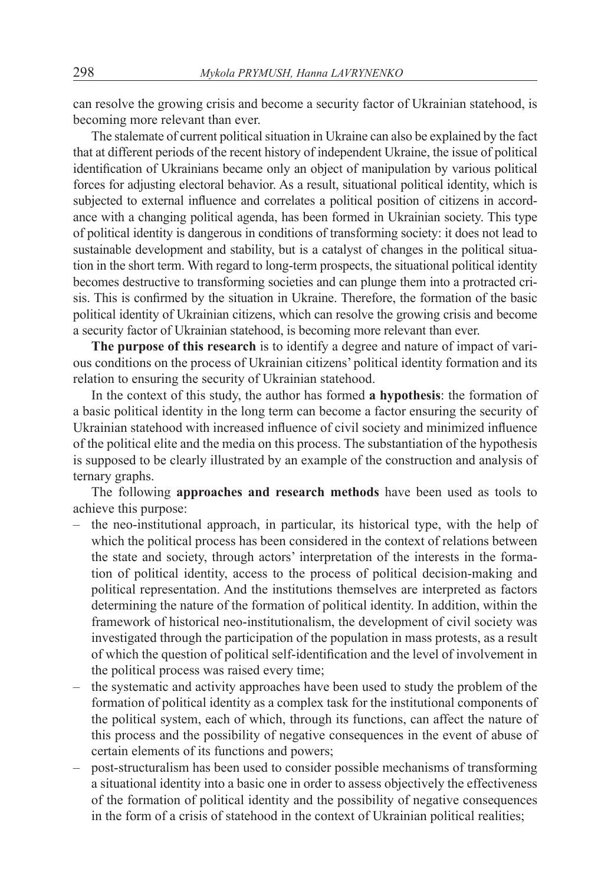can resolve the growing crisis and become a security factor of Ukrainian statehood, is becoming more relevant than ever.

The stalemate of current political situation in Ukraine can also be explained by the fact that at different periods of the recent history of independent Ukraine, the issue of political identification of Ukrainians became only an object of manipulation by various political forces for adjusting electoral behavior. As a result, situational political identity, which is subjected to external influence and correlates a political position of citizens in accordance with a changing political agenda, has been formed in Ukrainian society. This type of political identity is dangerous in conditions of transforming society: it does not lead to sustainable development and stability, but is a catalyst of changes in the political situation in the short term. With regard to long-term prospects, the situational political identity becomes destructive to transforming societies and can plunge them into a protracted crisis. This is confirmed by the situation in Ukraine. Therefore, the formation of the basic political identity of Ukrainian citizens, which can resolve the growing crisis and become a security factor of Ukrainian statehood, is becoming more relevant than ever.

**The purpose of this research** is to identify a degree and nature of impact of various conditions on the process of Ukrainian citizens' political identity formation and its relation to ensuring the security of Ukrainian statehood.

In the context of this study, the author has formed **a hypothesis**: the formation of a basic political identity in the long term can become a factor ensuring the security of Ukrainian statehood with increased influence of civil society and minimized influence of the political elite and the media on this process. The substantiation of the hypothesis is supposed to be clearly illustrated by an example of the construction and analysis of ternary graphs.

The following **approaches and research methods** have been used as tools to achieve this purpose:

- the neo-institutional approach, in particular, its historical type, with the help of which the political process has been considered in the context of relations between the state and society, through actors' interpretation of the interests in the formation of political identity, access to the process of political decision-making and political representation. And the institutions themselves are interpreted as factors determining the nature of the formation of political identity. In addition, within the framework of historical neo-institutionalism, the development of civil society was investigated through the participation of the population in mass protests, as a result of which the question of political self-identification and the level of involvement in the political process was raised every time;
- the systematic and activity approaches have been used to study the problem of the formation of political identity as a complex task for the institutional components of the political system, each of which, through its functions, can affect the nature of this process and the possibility of negative consequences in the event of abuse of certain elements of its functions and powers;
- post-structuralism has been used to consider possible mechanisms of transforming a situational identity into a basic one in order to assess objectively the effectiveness of the formation of political identity and the possibility of negative consequences in the form of a crisis of statehood in the context of Ukrainian political realities;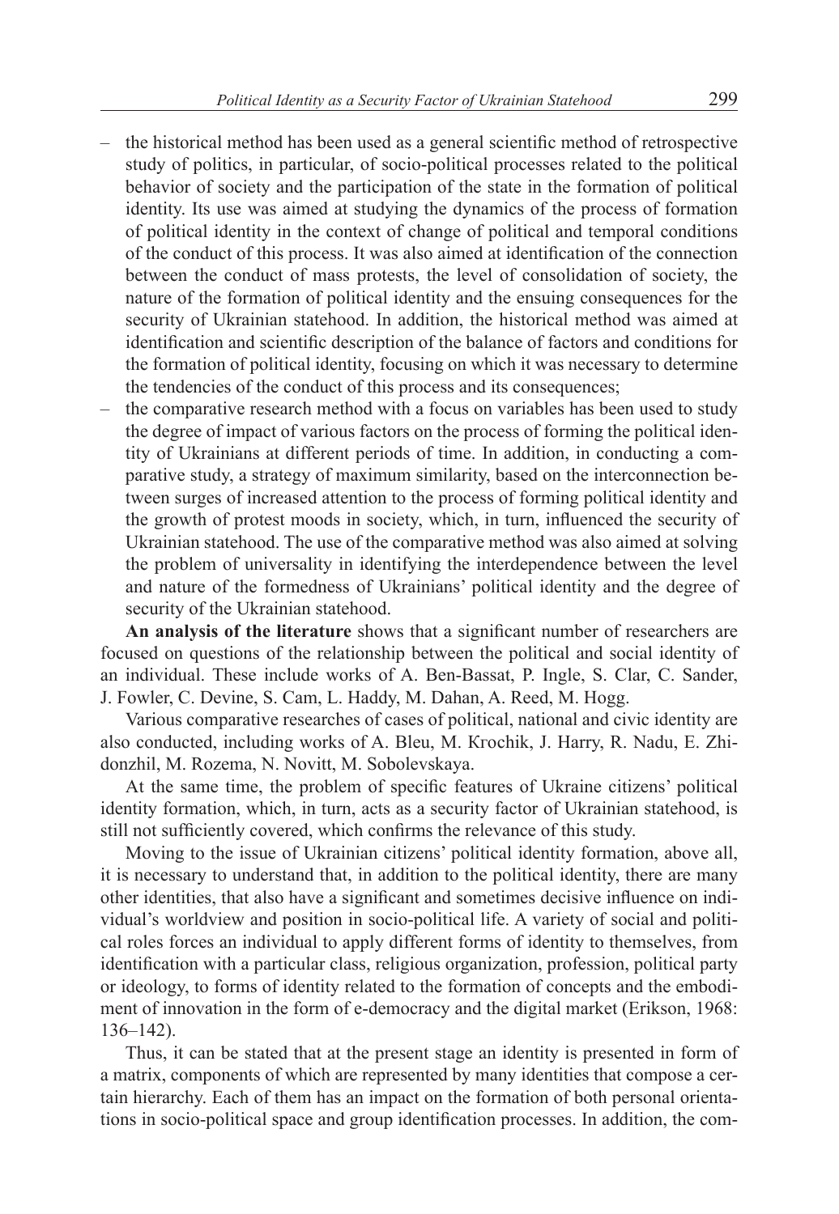- the historical method has been used as a general scientific method of retrospective study of politics, in particular, of socio-political processes related to the political behavior of society and the participation of the state in the formation of political identity. Its use was aimed at studying the dynamics of the process of formation of political identity in the context of change of political and temporal conditions of the conduct of this process. It was also aimed at identification of the connection between the conduct of mass protests, the level of consolidation of society, the nature of the formation of political identity and the ensuing consequences for the security of Ukrainian statehood. In addition, the historical method was aimed at identification and scientific description of the balance of factors and conditions for the formation of political identity, focusing on which it was necessary to determine the tendencies of the conduct of this process and its consequences;
- the comparative research method with a focus on variables has been used to study the degree of impact of various factors on the process of forming the political identity of Ukrainians at different periods of time. In addition, in conducting a comparative study, a strategy of maximum similarity, based on the interconnection between surges of increased attention to the process of forming political identity and the growth of protest moods in society, which, in turn, influenced the security of Ukrainian statehood. The use of the comparative method was also aimed at solving the problem of universality in identifying the interdependence between the level and nature of the formedness of Ukrainians' political identity and the degree of security of the Ukrainian statehood.

**An analysis of the literature** shows that a significant number of researchers are focused on questions of the relationship between the political and social identity of an individual. These include works of A. Ben-Bassat, P. Ingle, S. Clar, C. Sander, J. Fowler, C. Devine, S. Cam, L. Haddy, M. Dahan, A. Reed, M. Hogg.

Various comparative researches of cases of political, national and civic identity are also conducted, including works of A. Bleu, M. Krochik, J. Harry, R. Nadu, E. Zhidonzhil, M. Rozema, N. Novitt, M. Sobolevskaya.

At the same time, the problem of specific features of Ukraine citizens' political identity formation, which, in turn, acts as a security factor of Ukrainian statehood, is still not sufficiently covered, which confirms the relevance of this study.

Moving to the issue of Ukrainian citizens' political identity formation, above all, it is necessary to understand that, in addition to the political identity, there are many other identities, that also have a significant and sometimes decisive influence on individual's worldview and position in socio-political life. A variety of social and political roles forces an individual to apply different forms of identity to themselves, from identification with a particular class, religious organization, profession, political party or ideology, to forms of identity related to the formation of concepts and the embodiment of innovation in the form of e-democracy and the digital market (Erikson, 1968: 136–142).

Thus, it can be stated that at the present stage an identity is presented in form of a matrix, components of which are represented by many identities that compose a certain hierarchy. Each of them has an impact on the formation of both personal orientations in socio-political space and group identification processes. In addition, the com-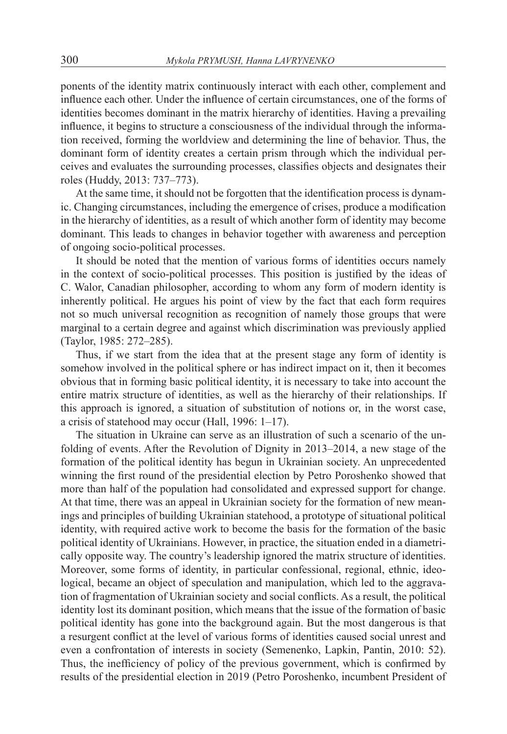ponents of the identity matrix continuously interact with each other, complement and influence each other. Under the influence of certain circumstances, one of the forms of identities becomes dominant in the matrix hierarchy of identities. Having a prevailing influence, it begins to structure a consciousness of the individual through the information received, forming the worldview and determining the line of behavior. Thus, the dominant form of identity creates a certain prism through which the individual perceives and evaluates the surrounding processes, classifies objects and designates their roles (Huddy, 2013: 737–773).

At the same time, it should not be forgotten that the identification process is dynamic. Changing circumstances, including the emergence of crises, produce a modification in the hierarchy of identities, as a result of which another form of identity may become dominant. This leads to changes in behavior together with awareness and perception of ongoing socio-political processes.

It should be noted that the mention of various forms of identities occurs namely in the context of socio-political processes. This position is justified by the ideas of C. Walor, Canadian philosopher, according to whom any form of modern identity is inherently political. He argues his point of view by the fact that each form requires not so much universal recognition as recognition of namely those groups that were marginal to a certain degree and against which discrimination was previously applied (Taylor, 1985: 272–285).

Thus, if we start from the idea that at the present stage any form of identity is somehow involved in the political sphere or has indirect impact on it, then it becomes obvious that in forming basic political identity, it is necessary to take into account the entire matrix structure of identities, as well as the hierarchy of their relationships. If this approach is ignored, a situation of substitution of notions or, in the worst case, a crisis of statehood may occur (Hall, 1996: 1–17).

The situation in Ukraine can serve as an illustration of such a scenario of the unfolding of events. After the Revolution of Dignity in 2013–2014, a new stage of the formation of the political identity has begun in Ukrainian society. An unprecedented winning the first round of the presidential election by Petro Poroshenko showed that more than half of the population had consolidated and expressed support for change. At that time, there was an appeal in Ukrainian society for the formation of new meanings and principles of building Ukrainian statehood, a prototype of situational political identity, with required active work to become the basis for the formation of the basic political identity of Ukrainians. However, in practice, the situation ended in a diametrically opposite way. The country's leadership ignored the matrix structure of identities. Moreover, some forms of identity, in particular confessional, regional, ethnic, ideological, became an object of speculation and manipulation, which led to the aggravation of fragmentation of Ukrainian society and social conflicts. As a result, the political identity lost its dominant position, which means that the issue of the formation of basic political identity has gone into the background again. But the most dangerous is that a resurgent conflict at the level of various forms of identities caused social unrest and even a confrontation of interests in society (Semenenko, Lapkin, Pantin, 2010: 52). Thus, the inefficiency of policy of the previous government, which is confirmed by results of the presidential election in 2019 (Petro Poroshenko, incumbent President of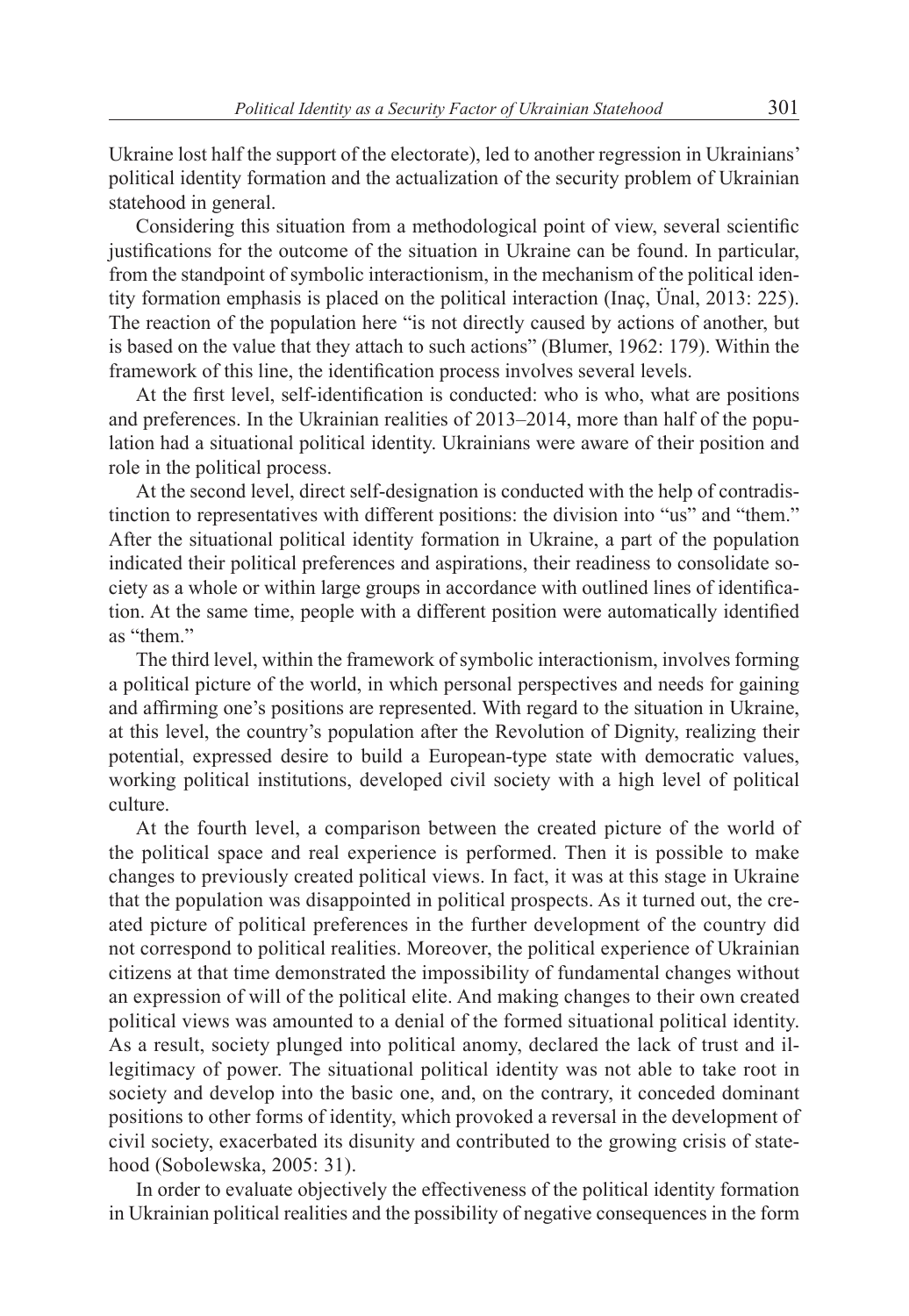Ukraine lost half the support of the electorate), led to another regression in Ukrainians' political identity formation and the actualization of the security problem of Ukrainian statehood in general.

Considering this situation from a methodological point of view, several scientific justifications for the outcome of the situation in Ukraine can be found. In particular, from the standpoint of symbolic interactionism, in the mechanism of the political identity formation emphasis is placed on the political interaction (Inaç, Ünal, 2013: 225). The reaction of the population here "is not directly caused by actions of another, but is based on the value that they attach to such actions" (Blumer, 1962: 179). Within the framework of this line, the identification process involves several levels.

At the first level, self-identification is conducted: who is who, what are positions and preferences. In the Ukrainian realities of 2013–2014, more than half of the population had a situational political identity. Ukrainians were aware of their position and role in the political process.

At the second level, direct self-designation is conducted with the help of contradistinction to representatives with different positions: the division into "us" and "them." After the situational political identity formation in Ukraine, a part of the population indicated their political preferences and aspirations, their readiness to consolidate society as a whole or within large groups in accordance with outlined lines of identification. At the same time, people with a different position were automatically identified as "them."

The third level, within the framework of symbolic interactionism, involves forming a political picture of the world, in which personal perspectives and needs for gaining and affirming one's positions are represented. With regard to the situation in Ukraine, at this level, the country's population after the Revolution of Dignity, realizing their potential, expressed desire to build a European-type state with democratic values, working political institutions, developed civil society with a high level of political culture.

At the fourth level, a comparison between the created picture of the world of the political space and real experience is performed. Then it is possible to make changes to previously created political views. In fact, it was at this stage in Ukraine that the population was disappointed in political prospects. As it turned out, the created picture of political preferences in the further development of the country did not correspond to political realities. Moreover, the political experience of Ukrainian citizens at that time demonstrated the impossibility of fundamental changes without an expression of will of the political elite. And making changes to their own created political views was amounted to a denial of the formed situational political identity. As a result, society plunged into political anomy, declared the lack of trust and illegitimacy of power. The situational political identity was not able to take root in society and develop into the basic one, and, on the contrary, it conceded dominant positions to other forms of identity, which provoked a reversal in the development of civil society, exacerbated its disunity and contributed to the growing crisis of statehood (Sobolewska, 2005: 31).

In order to evaluate objectively the effectiveness of the political identity formation in Ukrainian political realities and the possibility of negative consequences in the form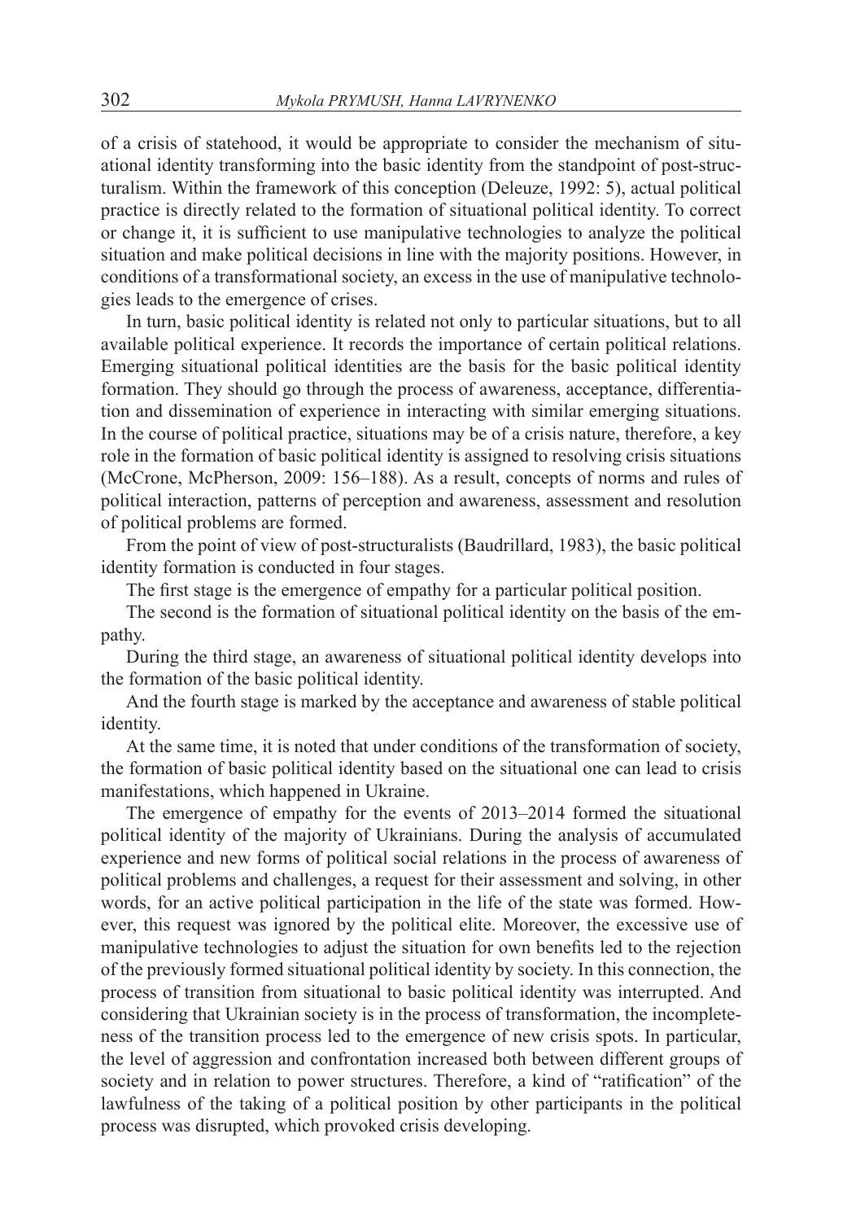of a crisis of statehood, it would be appropriate to consider the mechanism of situational identity transforming into the basic identity from the standpoint of post-structuralism. Within the framework of this conception (Deleuze, 1992: 5), actual political practice is directly related to the formation of situational political identity. To correct or change it, it is sufficient to use manipulative technologies to analyze the political situation and make political decisions in line with the majority positions. However, in conditions of a transformational society, an excess in the use of manipulative technologies leads to the emergence of crises.

In turn, basic political identity is related not only to particular situations, but to all available political experience. It records the importance of certain political relations. Emerging situational political identities are the basis for the basic political identity formation. They should go through the process of awareness, acceptance, differentiation and dissemination of experience in interacting with similar emerging situations. In the course of political practice, situations may be of a crisis nature, therefore, a key role in the formation of basic political identity is assigned to resolving crisis situations (McCrone, McPherson, 2009: 156–188). As a result, concepts of norms and rules of political interaction, patterns of perception and awareness, assessment and resolution of political problems are formed.

From the point of view of post-structuralists (Baudrillard, 1983), the basic political identity formation is conducted in four stages.

The first stage is the emergence of empathy for a particular political position.

The second is the formation of situational political identity on the basis of the empathy.

During the third stage, an awareness of situational political identity develops into the formation of the basic political identity.

And the fourth stage is marked by the acceptance and awareness of stable political identity.

At the same time, it is noted that under conditions of the transformation of society, the formation of basic political identity based on the situational one can lead to crisis manifestations, which happened in Ukraine.

The emergence of empathy for the events of 2013–2014 formed the situational political identity of the majority of Ukrainians. During the analysis of accumulated experience and new forms of political social relations in the process of awareness of political problems and challenges, a request for their assessment and solving, in other words, for an active political participation in the life of the state was formed. However, this request was ignored by the political elite. Moreover, the excessive use of manipulative technologies to adjust the situation for own benefits led to the rejection of the previously formed situational political identity by society. In this connection, the process of transition from situational to basic political identity was interrupted. And considering that Ukrainian society is in the process of transformation, the incompleteness of the transition process led to the emergence of new crisis spots. In particular, the level of aggression and confrontation increased both between different groups of society and in relation to power structures. Therefore, a kind of "ratification" of the lawfulness of the taking of a political position by other participants in the political process was disrupted, which provoked crisis developing.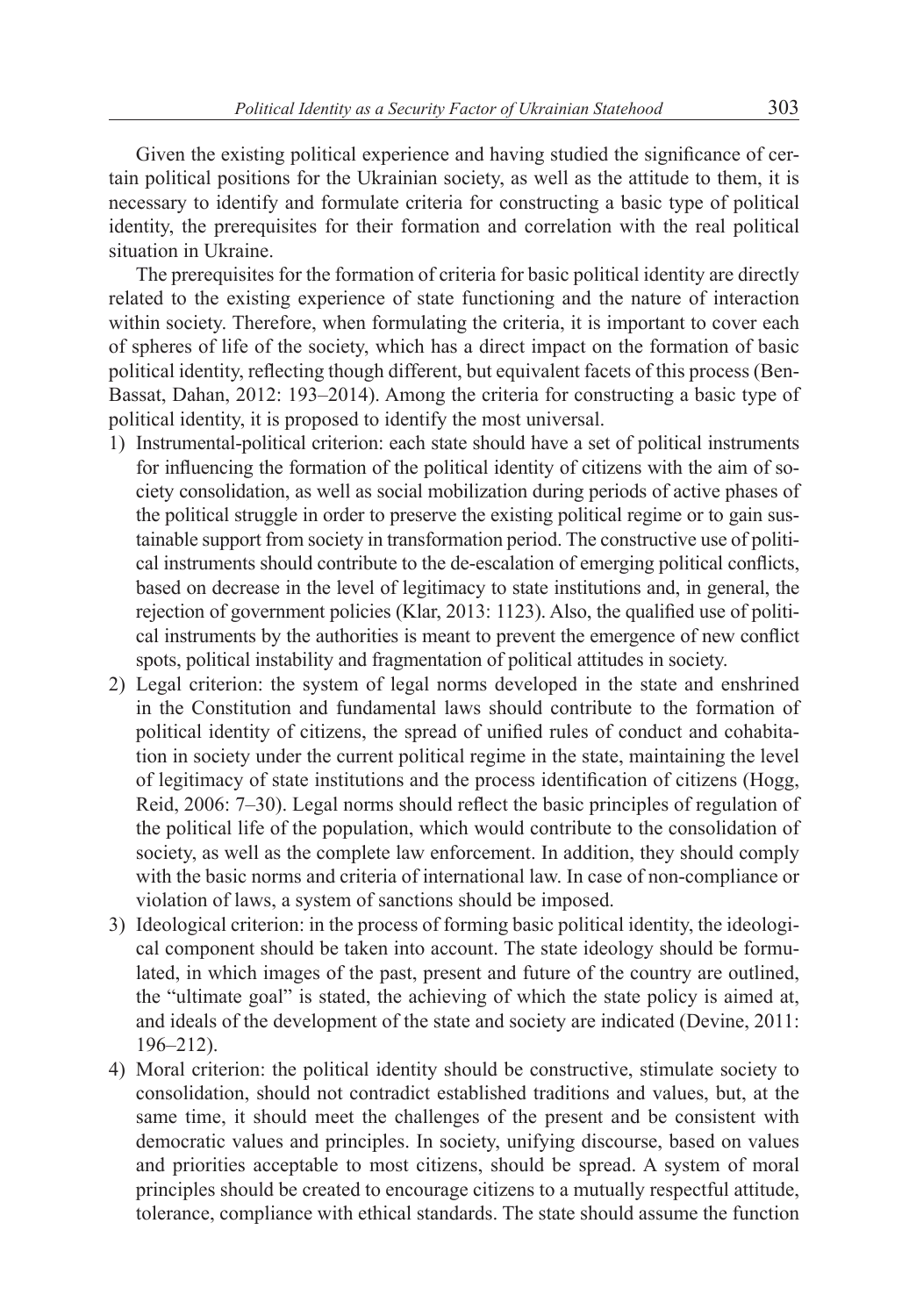Given the existing political experience and having studied the significance of certain political positions for the Ukrainian society, as well as the attitude to them, it is necessary to identify and formulate criteria for constructing a basic type of political identity, the prerequisites for their formation and correlation with the real political situation in Ukraine.

The prerequisites for the formation of criteria for basic political identity are directly related to the existing experience of state functioning and the nature of interaction within society. Therefore, when formulating the criteria, it is important to cover each of spheres of life of the society, which has a direct impact on the formation of basic political identity, reflecting though different, but equivalent facets of this process (Ben-Bassat, Dahan, 2012: 193–2014). Among the criteria for constructing a basic type of political identity, it is proposed to identify the most universal.

1) Instrumental-political criterion: each state should have a set of political instruments for influencing the formation of the political identity of citizens with the aim of society consolidation, as well as social mobilization during periods of active phases of the political struggle in order to preserve the existing political regime or to gain sustainable support from society in transformation period. The constructive use of political instruments should contribute to the de-escalation of emerging political conflicts, based on decrease in the level of legitimacy to state institutions and, in general, the rejection of government policies (Klar, 2013: 1123). Also, the qualified use of political instruments by the authorities is meant to prevent the emergence of new conflict spots, political instability and fragmentation of political attitudes in society.
2) Legal criterion: the system of legal norms developed in the state and enshrined in the Constitution and fundamental laws should contribute to the formation of political identity of citizens, the spread of unified rules of conduct and cohabitation in society under the current political regime in the state, maintaining the level of legitimacy of state institutions and the process identification of citizens (Hogg, Reid, 2006: 7–30). Legal norms should reflect the basic principles of regulation of the political life of the population, which would contribute to the consolidation of society, as well as the complete law enforcement. In addition, they should comply with the basic norms and criteria of international law. In case of non-compliance or violation of laws, a system of sanctions should be imposed.
3) Ideological criterion: in the process of forming basic political identity, the ideological component should be taken into account. The state ideology should be formulated, in which images of the past, present and future of the country are outlined, the "ultimate goal" is stated, the achieving of which the state policy is aimed at, and ideals of the development of the state and society are indicated (Devine, 2011: 196–212).
4) Moral criterion: the political identity should be constructive, stimulate society to consolidation, should not contradict established traditions and values, but, at the same time, it should meet the challenges of the present and be consistent with democratic values and principles. In society, unifying discourse, based on values and priorities acceptable to most citizens, should be spread. A system of moral principles should be created to encourage citizens to a mutually respectful attitude, tolerance, compliance with ethical standards. The state should assume the function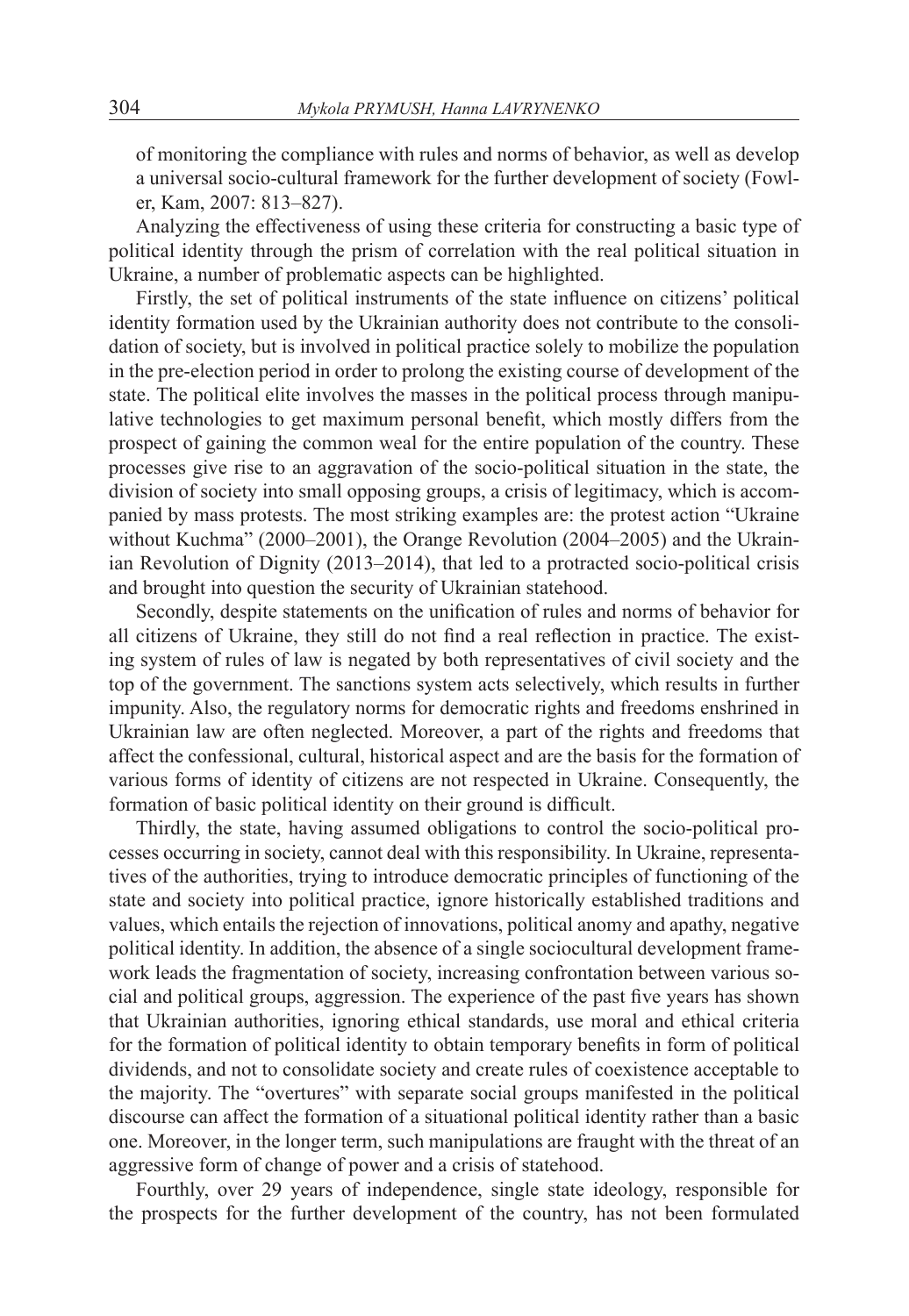of monitoring the compliance with rules and norms of behavior, as well as develop a universal socio-cultural framework for the further development of society (Fowler, Kam, 2007: 813–827).

Analyzing the effectiveness of using these criteria for constructing a basic type of political identity through the prism of correlation with the real political situation in Ukraine, a number of problematic aspects can be highlighted.

Firstly, the set of political instruments of the state influence on citizens' political identity formation used by the Ukrainian authority does not contribute to the consolidation of society, but is involved in political practice solely to mobilize the population in the pre-election period in order to prolong the existing course of development of the state. The political elite involves the masses in the political process through manipulative technologies to get maximum personal benefit, which mostly differs from the prospect of gaining the common weal for the entire population of the country. These processes give rise to an aggravation of the socio-political situation in the state, the division of society into small opposing groups, a crisis of legitimacy, which is accompanied by mass protests. The most striking examples are: the protest action "Ukraine without Kuchma" (2000–2001), the Orange Revolution (2004–2005) and the Ukrainian Revolution of Dignity (2013–2014), that led to a protracted socio-political crisis and brought into question the security of Ukrainian statehood.

Secondly, despite statements on the unification of rules and norms of behavior for all citizens of Ukraine, they still do not find a real reflection in practice. The existing system of rules of law is negated by both representatives of civil society and the top of the government. The sanctions system acts selectively, which results in further impunity. Also, the regulatory norms for democratic rights and freedoms enshrined in Ukrainian law are often neglected. Moreover, a part of the rights and freedoms that affect the confessional, cultural, historical aspect and are the basis for the formation of various forms of identity of citizens are not respected in Ukraine. Consequently, the formation of basic political identity on their ground is difficult.

Thirdly, the state, having assumed obligations to control the socio-political processes occurring in society, cannot deal with this responsibility. In Ukraine, representatives of the authorities, trying to introduce democratic principles of functioning of the state and society into political practice, ignore historically established traditions and values, which entails the rejection of innovations, political anomy and apathy, negative political identity. In addition, the absence of a single sociocultural development framework leads the fragmentation of society, increasing confrontation between various social and political groups, aggression. The experience of the past five years has shown that Ukrainian authorities, ignoring ethical standards, use moral and ethical criteria for the formation of political identity to obtain temporary benefits in form of political dividends, and not to consolidate society and create rules of coexistence acceptable to the majority. The "overtures" with separate social groups manifested in the political discourse can affect the formation of a situational political identity rather than a basic one. Moreover, in the longer term, such manipulations are fraught with the threat of an aggressive form of change of power and a crisis of statehood.

Fourthly, over 29 years of independence, single state ideology, responsible for the prospects for the further development of the country, has not been formulated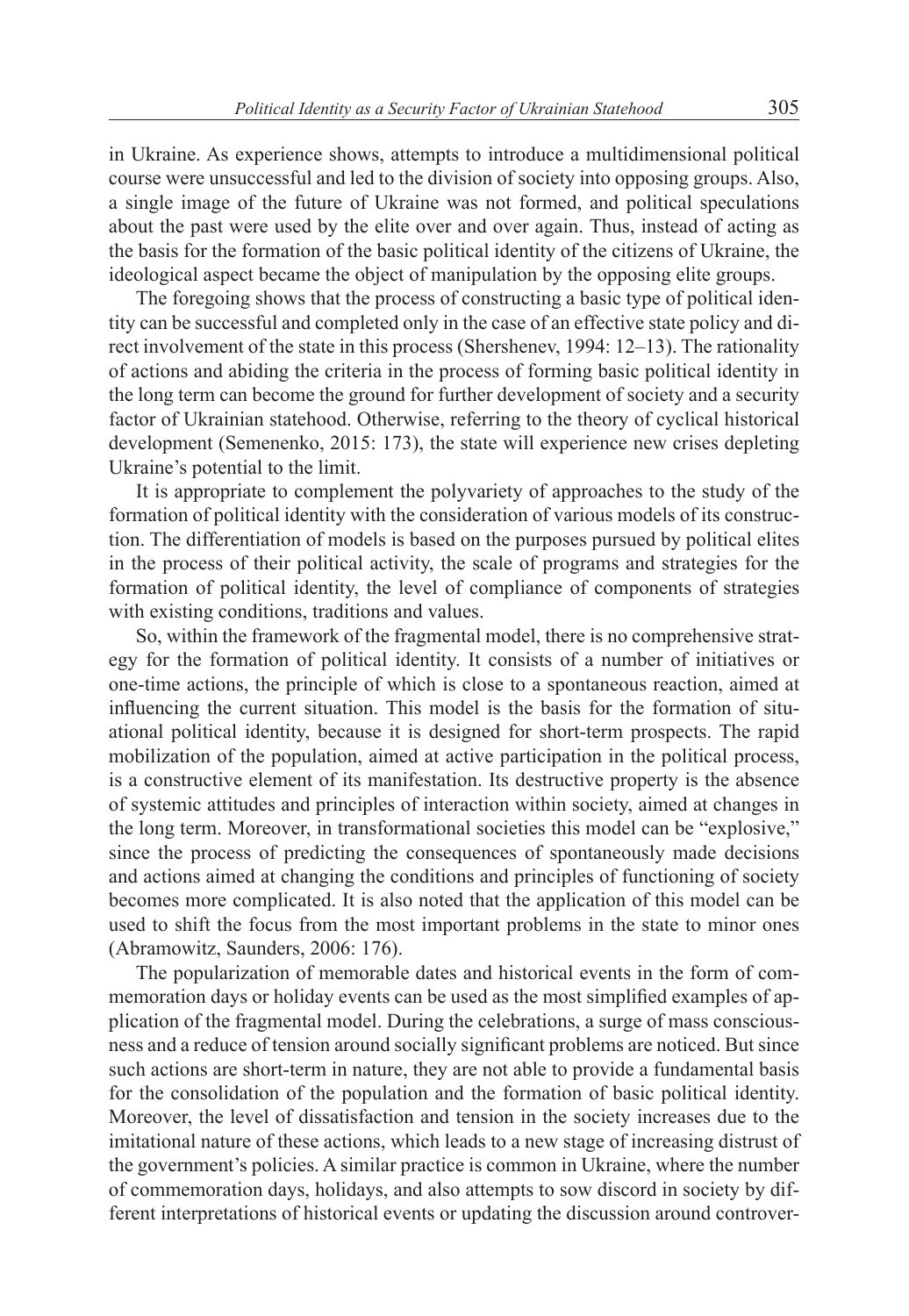in Ukraine. As experience shows, attempts to introduce a multidimensional political course were unsuccessful and led to the division of society into opposing groups. Also, a single image of the future of Ukraine was not formed, and political speculations about the past were used by the elite over and over again. Thus, instead of acting as the basis for the formation of the basic political identity of the citizens of Ukraine, the ideological aspect became the object of manipulation by the opposing elite groups.

The foregoing shows that the process of constructing a basic type of political identity can be successful and completed only in the case of an effective state policy and direct involvement of the state in this process (Shershenev, 1994: 12–13). The rationality of actions and abiding the criteria in the process of forming basic political identity in the long term can become the ground for further development of society and a security factor of Ukrainian statehood. Otherwise, referring to the theory of cyclical historical development (Semenenko, 2015: 173), the state will experience new crises depleting Ukraine's potential to the limit.

It is appropriate to complement the polyvariety of approaches to the study of the formation of political identity with the consideration of various models of its construction. The differentiation of models is based on the purposes pursued by political elites in the process of their political activity, the scale of programs and strategies for the formation of political identity, the level of compliance of components of strategies with existing conditions, traditions and values.

So, within the framework of the fragmental model, there is no comprehensive strategy for the formation of political identity. It consists of a number of initiatives or one-time actions, the principle of which is close to a spontaneous reaction, aimed at influencing the current situation. This model is the basis for the formation of situational political identity, because it is designed for short-term prospects. The rapid mobilization of the population, aimed at active participation in the political process, is a constructive element of its manifestation. Its destructive property is the absence of systemic attitudes and principles of interaction within society, aimed at changes in the long term. Moreover, in transformational societies this model can be "explosive," since the process of predicting the consequences of spontaneously made decisions and actions aimed at changing the conditions and principles of functioning of society becomes more complicated. It is also noted that the application of this model can be used to shift the focus from the most important problems in the state to minor ones (Abramowitz, Saunders, 2006: 176).

The popularization of memorable dates and historical events in the form of commemoration days or holiday events can be used as the most simplified examples of application of the fragmental model. During the celebrations, a surge of mass consciousness and a reduce of tension around socially significant problems are noticed. But since such actions are short-term in nature, they are not able to provide a fundamental basis for the consolidation of the population and the formation of basic political identity. Moreover, the level of dissatisfaction and tension in the society increases due to the imitational nature of these actions, which leads to a new stage of increasing distrust of the government's policies. A similar practice is common in Ukraine, where the number of commemoration days, holidays, and also attempts to sow discord in society by different interpretations of historical events or updating the discussion around controver-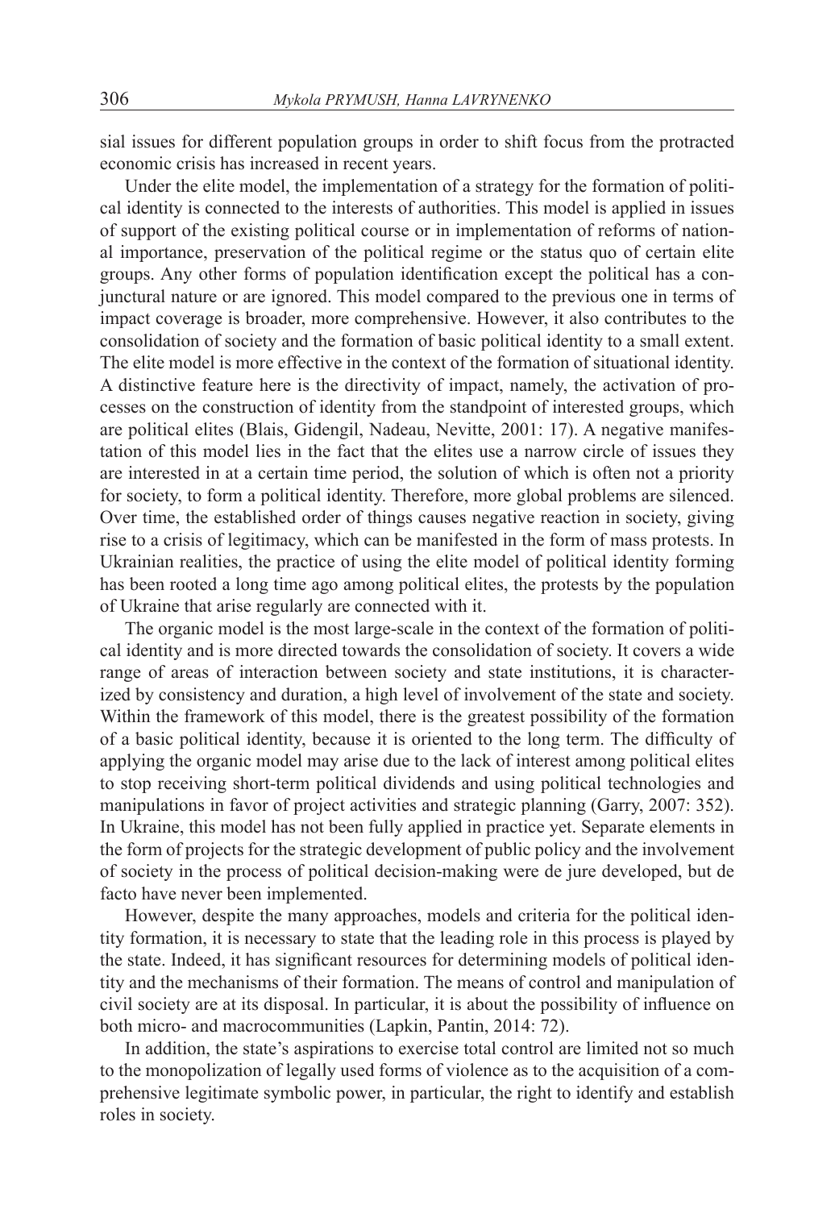sial issues for different population groups in order to shift focus from the protracted economic crisis has increased in recent years.

Under the elite model, the implementation of a strategy for the formation of political identity is connected to the interests of authorities. This model is applied in issues of support of the existing political course or in implementation of reforms of national importance, preservation of the political regime or the status quo of certain elite groups. Any other forms of population identification except the political has a conjunctural nature or are ignored. This model compared to the previous one in terms of impact coverage is broader, more comprehensive. However, it also contributes to the consolidation of society and the formation of basic political identity to a small extent. The elite model is more effective in the context of the formation of situational identity. A distinctive feature here is the directivity of impact, namely, the activation of processes on the construction of identity from the standpoint of interested groups, which are political elites (Blais, Gidengil, Nadeau, Nevitte, 2001: 17). A negative manifestation of this model lies in the fact that the elites use a narrow circle of issues they are interested in at a certain time period, the solution of which is often not a priority for society, to form a political identity. Therefore, more global problems are silenced. Over time, the established order of things causes negative reaction in society, giving rise to a crisis of legitimacy, which can be manifested in the form of mass protests. In Ukrainian realities, the practice of using the elite model of political identity forming has been rooted a long time ago among political elites, the protests by the population of Ukraine that arise regularly are connected with it.

The organic model is the most large-scale in the context of the formation of political identity and is more directed towards the consolidation of society. It covers a wide range of areas of interaction between society and state institutions, it is characterized by consistency and duration, a high level of involvement of the state and society. Within the framework of this model, there is the greatest possibility of the formation of a basic political identity, because it is oriented to the long term. The difficulty of applying the organic model may arise due to the lack of interest among political elites to stop receiving short-term political dividends and using political technologies and manipulations in favor of project activities and strategic planning (Garry, 2007: 352). In Ukraine, this model has not been fully applied in practice yet. Separate elements in the form of projects for the strategic development of public policy and the involvement of society in the process of political decision-making were de jure developed, but de facto have never been implemented.

However, despite the many approaches, models and criteria for the political identity formation, it is necessary to state that the leading role in this process is played by the state. Indeed, it has significant resources for determining models of political identity and the mechanisms of their formation. The means of control and manipulation of civil society are at its disposal. In particular, it is about the possibility of influence on both micro- and macrocommunities (Lapkin, Pantin, 2014: 72).

In addition, the state's aspirations to exercise total control are limited not so much to the monopolization of legally used forms of violence as to the acquisition of a comprehensive legitimate symbolic power, in particular, the right to identify and establish roles in society.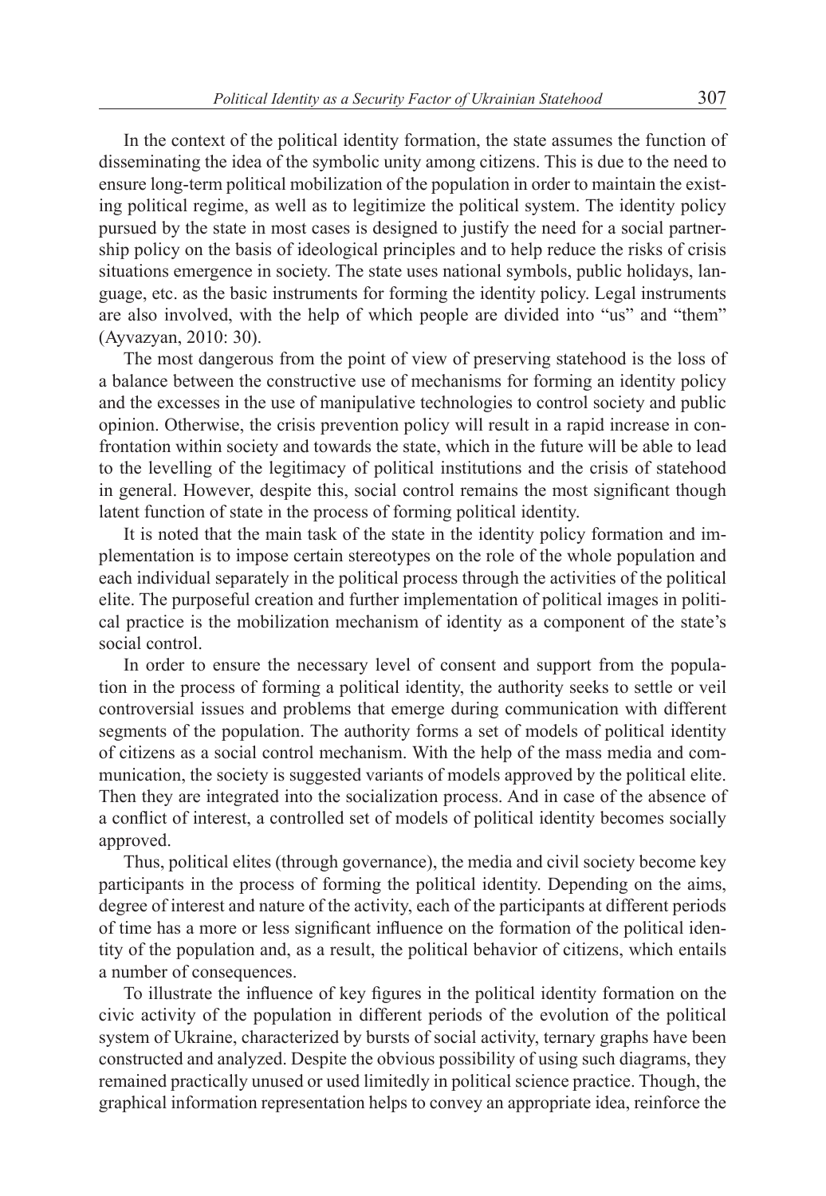In the context of the political identity formation, the state assumes the function of disseminating the idea of the symbolic unity among citizens. This is due to the need to ensure long-term political mobilization of the population in order to maintain the existing political regime, as well as to legitimize the political system. The identity policy pursued by the state in most cases is designed to justify the need for a social partnership policy on the basis of ideological principles and to help reduce the risks of crisis situations emergence in society. The state uses national symbols, public holidays, language, etc. as the basic instruments for forming the identity policy. Legal instruments are also involved, with the help of which people are divided into "us" and "them" (Ayvazyan, 2010: 30).

The most dangerous from the point of view of preserving statehood is the loss of a balance between the constructive use of mechanisms for forming an identity policy and the excesses in the use of manipulative technologies to control society and public opinion. Otherwise, the crisis prevention policy will result in a rapid increase in confrontation within society and towards the state, which in the future will be able to lead to the levelling of the legitimacy of political institutions and the crisis of statehood in general. However, despite this, social control remains the most significant though latent function of state in the process of forming political identity.

It is noted that the main task of the state in the identity policy formation and implementation is to impose certain stereotypes on the role of the whole population and each individual separately in the political process through the activities of the political elite. The purposeful creation and further implementation of political images in political practice is the mobilization mechanism of identity as a component of the state's social control.

In order to ensure the necessary level of consent and support from the population in the process of forming a political identity, the authority seeks to settle or veil controversial issues and problems that emerge during communication with different segments of the population. The authority forms a set of models of political identity of citizens as a social control mechanism. With the help of the mass media and communication, the society is suggested variants of models approved by the political elite. Then they are integrated into the socialization process. And in case of the absence of a conflict of interest, a controlled set of models of political identity becomes socially approved.

Thus, political elites (through governance), the media and civil society become key participants in the process of forming the political identity. Depending on the aims, degree of interest and nature of the activity, each of the participants at different periods of time has a more or less significant influence on the formation of the political identity of the population and, as a result, the political behavior of citizens, which entails a number of consequences.

To illustrate the influence of key figures in the political identity formation on the civic activity of the population in different periods of the evolution of the political system of Ukraine, characterized by bursts of social activity, ternary graphs have been constructed and analyzed. Despite the obvious possibility of using such diagrams, they remained practically unused or used limitedly in political science practice. Though, the graphical information representation helps to convey an appropriate idea, reinforce the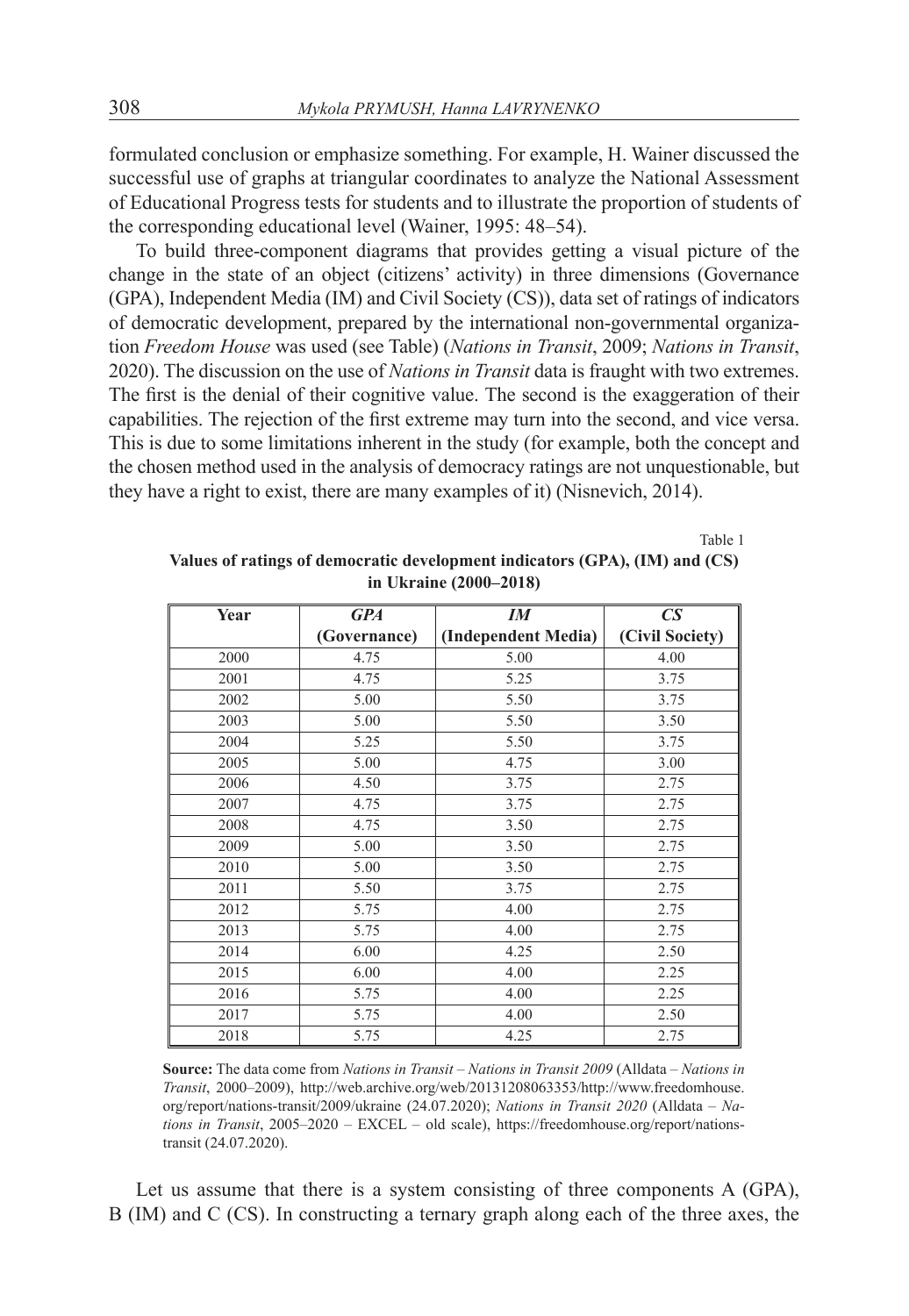formulated conclusion or emphasize something. For example, H. Wainer discussed the successful use of graphs at triangular coordinates to analyze the National Assessment of Educational Progress tests for students and to illustrate the proportion of students of the corresponding educational level (Wainer, 1995: 48–54).

To build three-component diagrams that provides getting a visual picture of the change in the state of an object (citizens' activity) in three dimensions (Governance (GPA), Independent Media (IM) and Civil Society (CS)), data set of ratings of indicators of democratic development, prepared by the international non-governmental organization *Freedom House* was used (see Table) (*Nations in Transit*, 2009; *Nations in Transit*, 2020). The discussion on the use of *Nations in Transit* data is fraught with two extremes. The first is the denial of their cognitive value. The second is the exaggeration of their capabilities. The rejection of the first extreme may turn into the second, and vice versa. This is due to some limitations inherent in the study (for example, both the concept and the chosen method used in the analysis of democracy ratings are not unquestionable, but they have a right to exist, there are many examples of it) (Nisnevich, 2014).

Table 1

**Values of ratings of democratic development indicators (GPA), (IM) and (CS) in Ukraine (2000–2018)**

| Year | *GPA* (Governance) | *IM* (Independent Media) | *CS* (Civil Society) |
|---|---|---|---|
| 2000 | 4.75 | 5.00 | 4.00 |
| 2001 | 4.75 | 5.25 | 3.75 |
| 2002 | 5.00 | 5.50 | 3.75 |
| 2003 | 5.00 | 5.50 | 3.50 |
| 2004 | 5.25 | 5.50 | 3.75 |
| 2005 | 5.00 | 4.75 | 3.00 |
| 2006 | 4.50 | 3.75 | 2.75 |
| 2007 | 4.75 | 3.75 | 2.75 |
| 2008 | 4.75 | 3.50 | 2.75 |
| 2009 | 5.00 | 3.50 | 2.75 |
| 2010 | 5.00 | 3.50 | 2.75 |
| 2011 | 5.50 | 3.75 | 2.75 |
| 2012 | 5.75 | 4.00 | 2.75 |
| 2013 | 5.75 | 4.00 | 2.75 |
| 2014 | 6.00 | 4.25 | 2.50 |
| 2015 | 6.00 | 4.00 | 2.25 |
| 2016 | 5.75 | 4.00 | 2.25 |
| 2017 | 5.75 | 4.00 | 2.50 |
| 2018 | 5.75 | 4.25 | 2.75 |

**Source:** The data come from *Nations in Transit – Nations in Transit 2009* (Alldata – *Nations in Transit*, 2000–2009), http://web.archive.org/web/20131208063353/http://www.freedomhouse.org/report/nations-transit/2009/ukraine (24.07.2020); *Nations in Transit 2020* (Alldata – *Nations in Transit*, 2005–2020 – EXCEL – old scale), https://freedomhouse.org/report/nations-transit (24.07.2020).

Let us assume that there is a system consisting of three components A (GPA), B (IM) and C (CS). In constructing a ternary graph along each of the three axes, the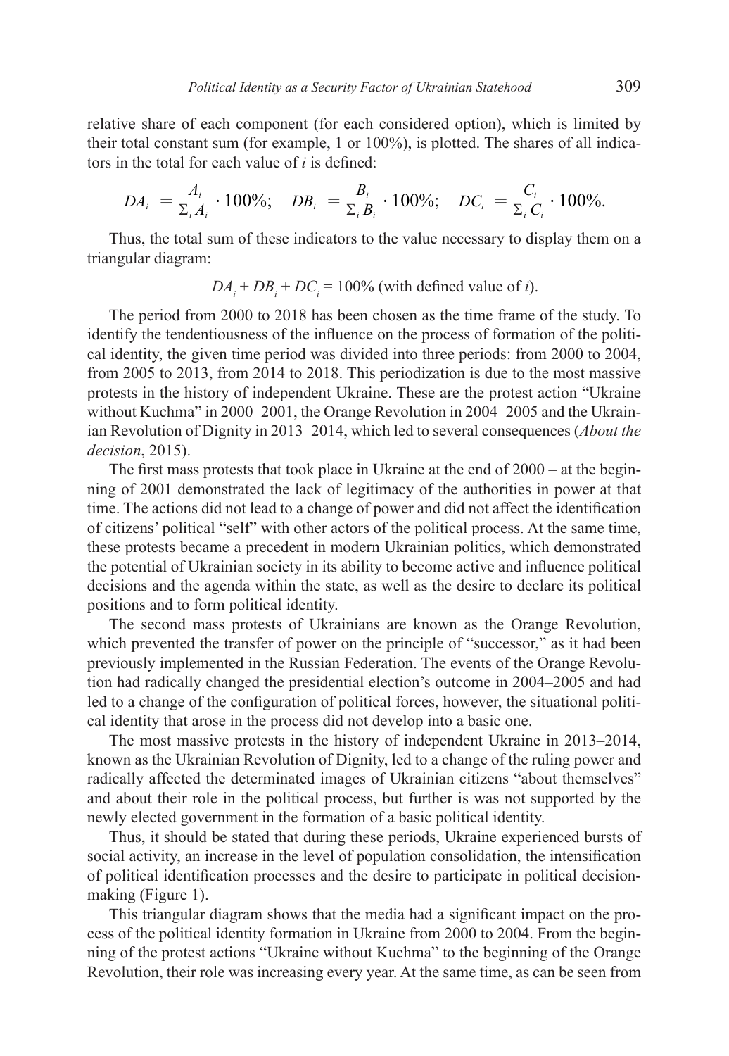relative share of each component (for each considered option), which is limited by their total constant sum (for example, 1 or 100%), is plotted. The shares of all indicators in the total for each value of *i* is defined:

$$DA_i = \frac{A_i}{\Sigma_i A_i} \cdot 100\%; \quad DB_i = \frac{B_i}{\Sigma_i B_i} \cdot 100\%; \quad DC_i = \frac{C_i}{\Sigma_i C_i} \cdot 100\%.$$

Thus, the total sum of these indicators to the value necessary to display them on a triangular diagram:

$$DA_i + DB_i + DC_i = 100\% \text{ (with defined value of } i\text{)}.$$

The period from 2000 to 2018 has been chosen as the time frame of the study. To identify the tendentiousness of the influence on the process of formation of the political identity, the given time period was divided into three periods: from 2000 to 2004, from 2005 to 2013, from 2014 to 2018. This periodization is due to the most massive protests in the history of independent Ukraine. These are the protest action "Ukraine without Kuchma" in 2000–2001, the Orange Revolution in 2004–2005 and the Ukrainian Revolution of Dignity in 2013–2014, which led to several consequences (*About the decision*, 2015).

The first mass protests that took place in Ukraine at the end of 2000 – at the beginning of 2001 demonstrated the lack of legitimacy of the authorities in power at that time. The actions did not lead to a change of power and did not affect the identification of citizens' political "self" with other actors of the political process. At the same time, these protests became a precedent in modern Ukrainian politics, which demonstrated the potential of Ukrainian society in its ability to become active and influence political decisions and the agenda within the state, as well as the desire to declare its political positions and to form political identity.

The second mass protests of Ukrainians are known as the Orange Revolution, which prevented the transfer of power on the principle of "successor," as it had been previously implemented in the Russian Federation. The events of the Orange Revolution had radically changed the presidential election's outcome in 2004–2005 and had led to a change of the configuration of political forces, however, the situational political identity that arose in the process did not develop into a basic one.

The most massive protests in the history of independent Ukraine in 2013–2014, known as the Ukrainian Revolution of Dignity, led to a change of the ruling power and radically affected the determinated images of Ukrainian citizens "about themselves" and about their role in the political process, but further is was not supported by the newly elected government in the formation of a basic political identity.

Thus, it should be stated that during these periods, Ukraine experienced bursts of social activity, an increase in the level of population consolidation, the intensification of political identification processes and the desire to participate in political decision-making (Figure 1).

This triangular diagram shows that the media had a significant impact on the process of the political identity formation in Ukraine from 2000 to 2004. From the beginning of the protest actions "Ukraine without Kuchma" to the beginning of the Orange Revolution, their role was increasing every year. At the same time, as can be seen from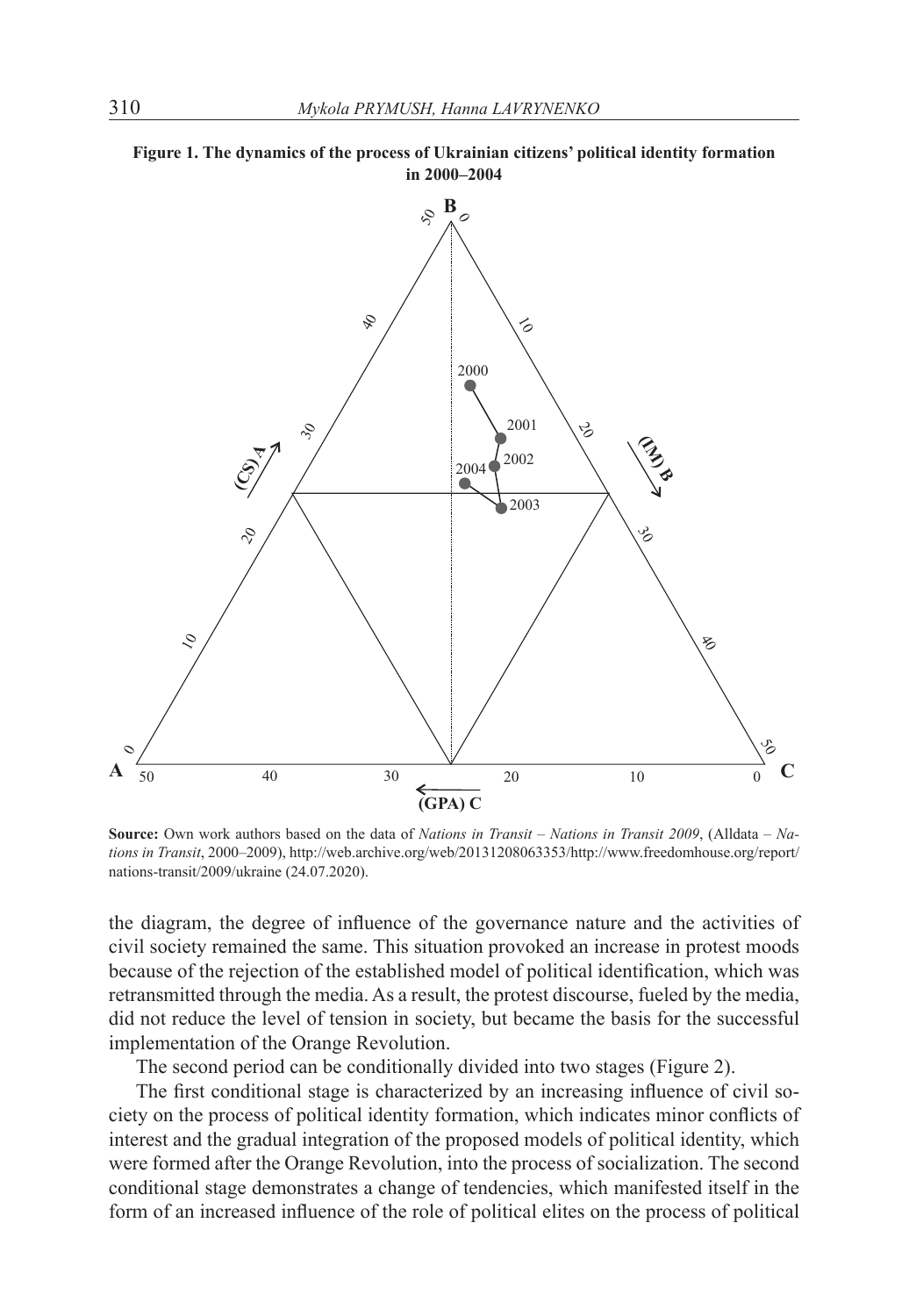**Figure 1. The dynamics of the process of Ukrainian citizens' political identity formation in 2000–2004**

**Source:** Own work authors based on the data of *Nations in Transit – Nations in Transit 2009*, (Alldata – *Nations in Transit*, 2000–2009), http://web.archive.org/web/20131208063353/http://www.freedomhouse.org/report/nations-transit/2009/ukraine (24.07.2020).

the diagram, the degree of influence of the governance nature and the activities of civil society remained the same. This situation provoked an increase in protest moods because of the rejection of the established model of political identification, which was retransmitted through the media. As a result, the protest discourse, fueled by the media, did not reduce the level of tension in society, but became the basis for the successful implementation of the Orange Revolution.

The second period can be conditionally divided into two stages (Figure 2).

The first conditional stage is characterized by an increasing influence of civil society on the process of political identity formation, which indicates minor conflicts of interest and the gradual integration of the proposed models of political identity, which were formed after the Orange Revolution, into the process of socialization. The second conditional stage demonstrates a change of tendencies, which manifested itself in the form of an increased influence of the role of political elites on the process of political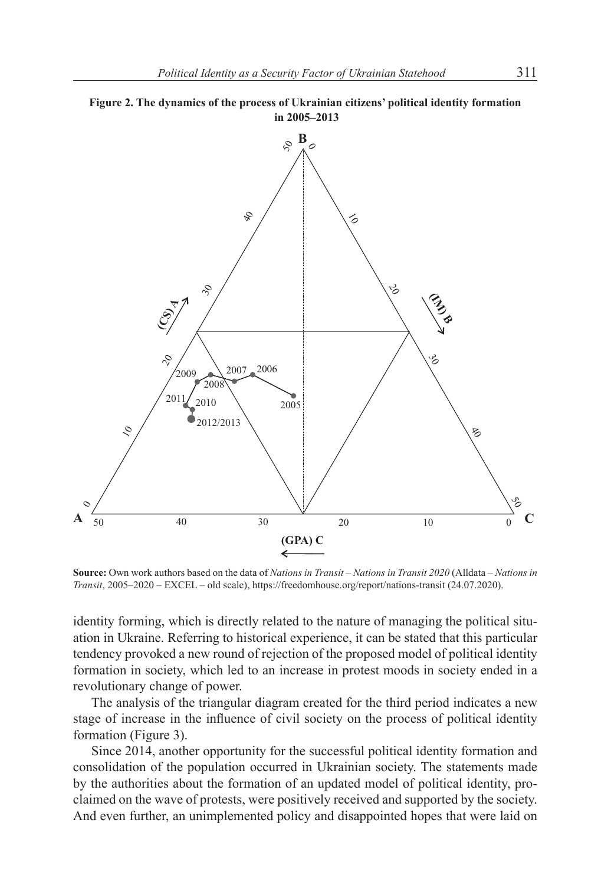**Figure 2. The dynamics of the process of Ukrainian citizens' political identity formation in 2005–2013**

**Source:** Own work authors based on the data of *Nations in Transit – Nations in Transit 2020* (Alldata – *Nations in Transit*, 2005–2020 – EXCEL – old scale), https://freedomhouse.org/report/nations-transit (24.07.2020).

identity forming, which is directly related to the nature of managing the political situation in Ukraine. Referring to historical experience, it can be stated that this particular tendency provoked a new round of rejection of the proposed model of political identity formation in society, which led to an increase in protest moods in society ended in a revolutionary change of power.

The analysis of the triangular diagram created for the third period indicates a new stage of increase in the influence of civil society on the process of political identity formation (Figure 3).

Since 2014, another opportunity for the successful political identity formation and consolidation of the population occurred in Ukrainian society. The statements made by the authorities about the formation of an updated model of political identity, proclaimed on the wave of protests, were positively received and supported by the society. And even further, an unimplemented policy and disappointed hopes that were laid on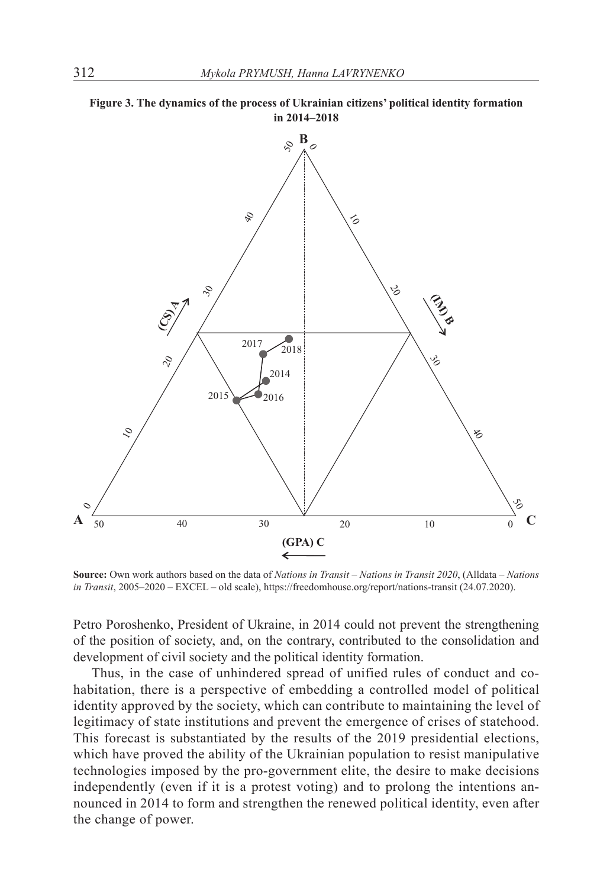**Figure 3. The dynamics of the process of Ukrainian citizens' political identity formation in 2014–2018**

**Source:** Own work authors based on the data of *Nations in Transit – Nations in Transit 2020*, (Alldata – *Nations in Transit*, 2005–2020 – EXCEL – old scale), https://freedomhouse.org/report/nations-transit (24.07.2020).

Petro Poroshenko, President of Ukraine, in 2014 could not prevent the strengthening of the position of society, and, on the contrary, contributed to the consolidation and development of civil society and the political identity formation.

Thus, in the case of unhindered spread of unified rules of conduct and cohabitation, there is a perspective of embedding a controlled model of political identity approved by the society, which can contribute to maintaining the level of legitimacy of state institutions and prevent the emergence of crises of statehood. This forecast is substantiated by the results of the 2019 presidential elections, which have proved the ability of the Ukrainian population to resist manipulative technologies imposed by the pro-government elite, the desire to make decisions independently (even if it is a protest voting) and to prolong the intentions announced in 2014 to form and strengthen the renewed political identity, even after the change of power.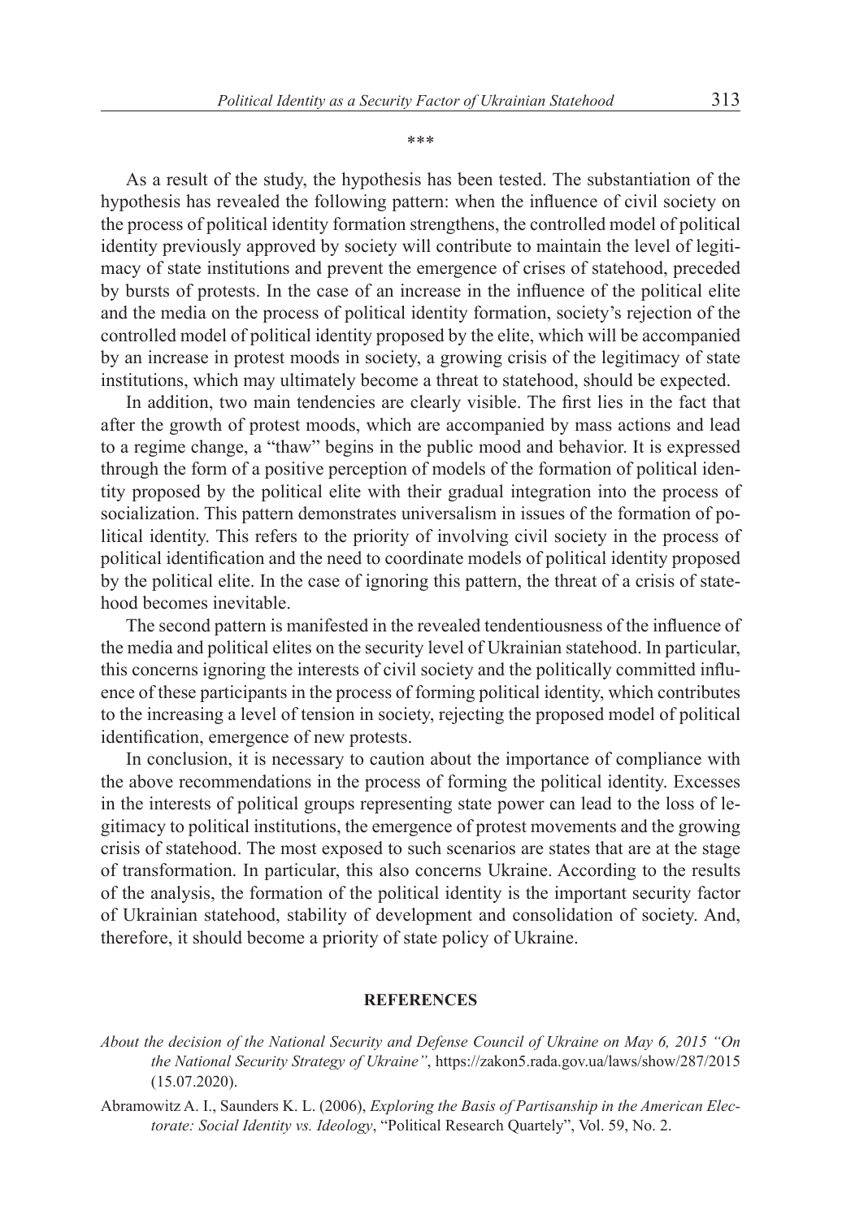\*\*\*

As a result of the study, the hypothesis has been tested. The substantiation of the hypothesis has revealed the following pattern: when the influence of civil society on the process of political identity formation strengthens, the controlled model of political identity previously approved by society will contribute to maintain the level of legitimacy of state institutions and prevent the emergence of crises of statehood, preceded by bursts of protests. In the case of an increase in the influence of the political elite and the media on the process of political identity formation, society's rejection of the controlled model of political identity proposed by the elite, which will be accompanied by an increase in protest moods in society, a growing crisis of the legitimacy of state institutions, which may ultimately become a threat to statehood, should be expected.

In addition, two main tendencies are clearly visible. The first lies in the fact that after the growth of protest moods, which are accompanied by mass actions and lead to a regime change, a "thaw" begins in the public mood and behavior. It is expressed through the form of a positive perception of models of the formation of political identity proposed by the political elite with their gradual integration into the process of socialization. This pattern demonstrates universalism in issues of the formation of political identity. This refers to the priority of involving civil society in the process of political identification and the need to coordinate models of political identity proposed by the political elite. In the case of ignoring this pattern, the threat of a crisis of statehood becomes inevitable.

The second pattern is manifested in the revealed tendentiousness of the influence of the media and political elites on the security level of Ukrainian statehood. In particular, this concerns ignoring the interests of civil society and the politically committed influence of these participants in the process of forming political identity, which contributes to the increasing a level of tension in society, rejecting the proposed model of political identification, emergence of new protests.

In conclusion, it is necessary to caution about the importance of compliance with the above recommendations in the process of forming the political identity. Excesses in the interests of political groups representing state power can lead to the loss of legitimacy to political institutions, the emergence of protest movements and the growing crisis of statehood. The most exposed to such scenarios are states that are at the stage of transformation. In particular, this also concerns Ukraine. According to the results of the analysis, the formation of the political identity is the important security factor of Ukrainian statehood, stability of development and consolidation of society. And, therefore, it should become a priority of state policy of Ukraine.

## REFERENCES

*About the decision of the National Security and Defense Council of Ukraine on May 6, 2015 "On the National Security Strategy of Ukraine"*, https://zakon5.rada.gov.ua/laws/show/287/2015 (15.07.2020).

Abramowitz A. I., Saunders K. L. (2006), *Exploring the Basis of Partisanship in the American Electorate: Social Identity vs. Ideology*, "Political Research Quartely", Vol. 59, No. 2.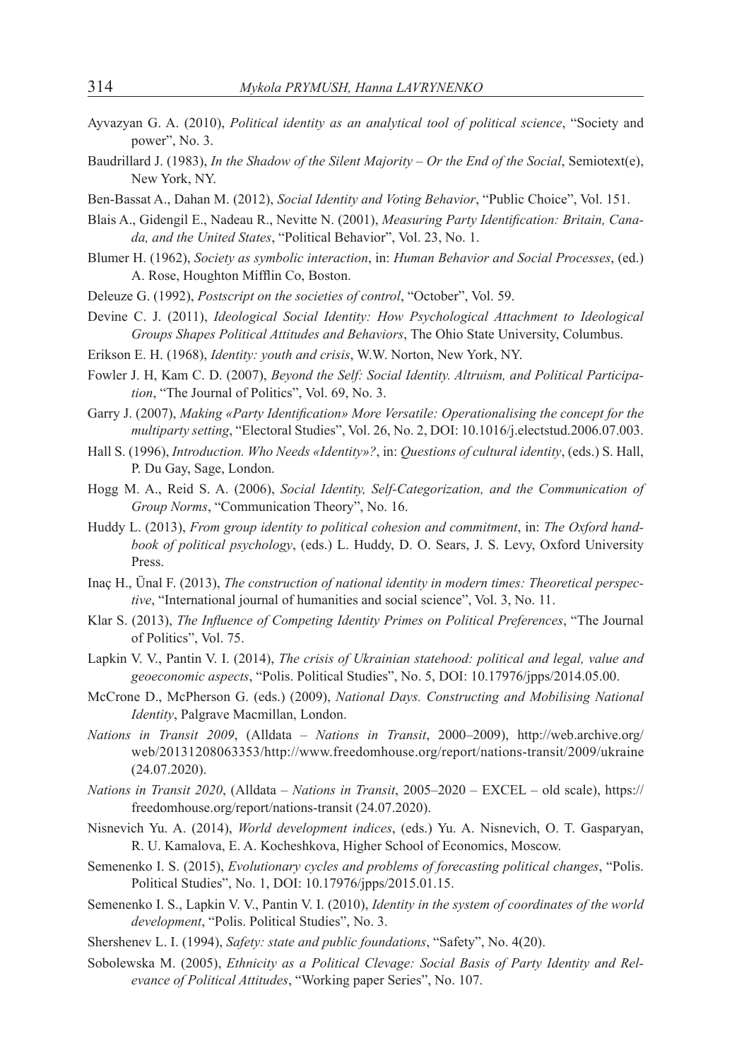Ayvazyan G. A. (2010), *Political identity as an analytical tool of political science*, “Society and power”, No. 3.

Baudrillard J. (1983), *In the Shadow of the Silent Majority – Or the End of the Social*, Semiotext(e), New York, NY.

Ben-Bassat A., Dahan M. (2012), *Social Identity and Voting Behavior*, “Public Choice”, Vol. 151.

Blais A., Gidengil E., Nadeau R., Nevitte N. (2001), *Measuring Party Identification: Britain, Canada, and the United States*, “Political Behavior”, Vol. 23, No. 1.

Blumer H. (1962), *Society as symbolic interaction*, in: *Human Behavior and Social Processes*, (ed.) A. Rose, Houghton Mifflin Co, Boston.

Deleuze G. (1992), *Postscript on the societies of control*, “October”, Vol. 59.

Devine C. J. (2011), *Ideological Social Identity: How Psychological Attachment to Ideological Groups Shapes Political Attitudes and Behaviors*, The Ohio State University, Columbus.

Erikson E. H. (1968), *Identity: youth and crisis*, W.W. Norton, New York, NY.

Fowler J. H, Kam C. D. (2007), *Beyond the Self: Social Identity. Altruism, and Political Participation*, “The Journal of Politics”, Vol. 69, No. 3.

Garry J. (2007), *Making «Party Identification» More Versatile: Operationalising the concept for the multiparty setting*, “Electoral Studies”, Vol. 26, No. 2, DOI: 10.1016/j.electstud.2006.07.003.

Hall S. (1996), *Introduction. Who Needs «Identity»?*, in: *Questions of cultural identity*, (eds.) S. Hall, P. Du Gay, Sage, London.

Hogg M. A., Reid S. A. (2006), *Social Identity, Self-Categorization, and the Communication of Group Norms*, “Communication Theory”, No. 16.

Huddy L. (2013), *From group identity to political cohesion and commitment*, in: *The Oxford handbook of political psychology*, (eds.) L. Huddy, D. O. Sears, J. S. Levy, Oxford University Press.

Inaç H., Ünal F. (2013), *The construction of national identity in modern times: Theoretical perspective*, “International journal of humanities and social science”, Vol. 3, No. 11.

Klar S. (2013), *The Influence of Competing Identity Primes on Political Preferences*, “The Journal of Politics”, Vol. 75.

Lapkin V. V., Pantin V. I. (2014), *The crisis of Ukrainian statehood: political and legal, value and geoeconomic aspects*, “Polis. Political Studies”, No. 5, DOI: 10.17976/jpps/2014.05.00.

McCrone D., McPherson G. (eds.) (2009), *National Days. Constructing and Mobilising National Identity*, Palgrave Macmillan, London.

*Nations in Transit 2009*, (Alldata – *Nations in Transit*, 2000–2009), http://web.archive.org/web/20131208063353/http://www.freedomhouse.org/report/nations-transit/2009/ukraine (24.07.2020).

*Nations in Transit 2020*, (Alldata – *Nations in Transit*, 2005–2020 – EXCEL – old scale), https://freedomhouse.org/report/nations-transit (24.07.2020).

Nisnevich Yu. A. (2014), *World development indices*, (eds.) Yu. A. Nisnevich, O. T. Gasparyan, R. U. Kamalova, E. A. Kocheshkova, Higher School of Economics, Moscow.

Semenenko I. S. (2015), *Evolutionary cycles and problems of forecasting political changes*, “Polis. Political Studies”, No. 1, DOI: 10.17976/jpps/2015.01.15.

Semenenko I. S., Lapkin V. V., Pantin V. I. (2010), *Identity in the system of coordinates of the world development*, “Polis. Political Studies”, No. 3.

Shershenev L. I. (1994), *Safety: state and public foundations*, “Safety”, No. 4(20).

Sobolewska M. (2005), *Ethnicity as a Political Clevage: Social Basis of Party Identity and Relevance of Political Attitudes*, “Working paper Series”, No. 107.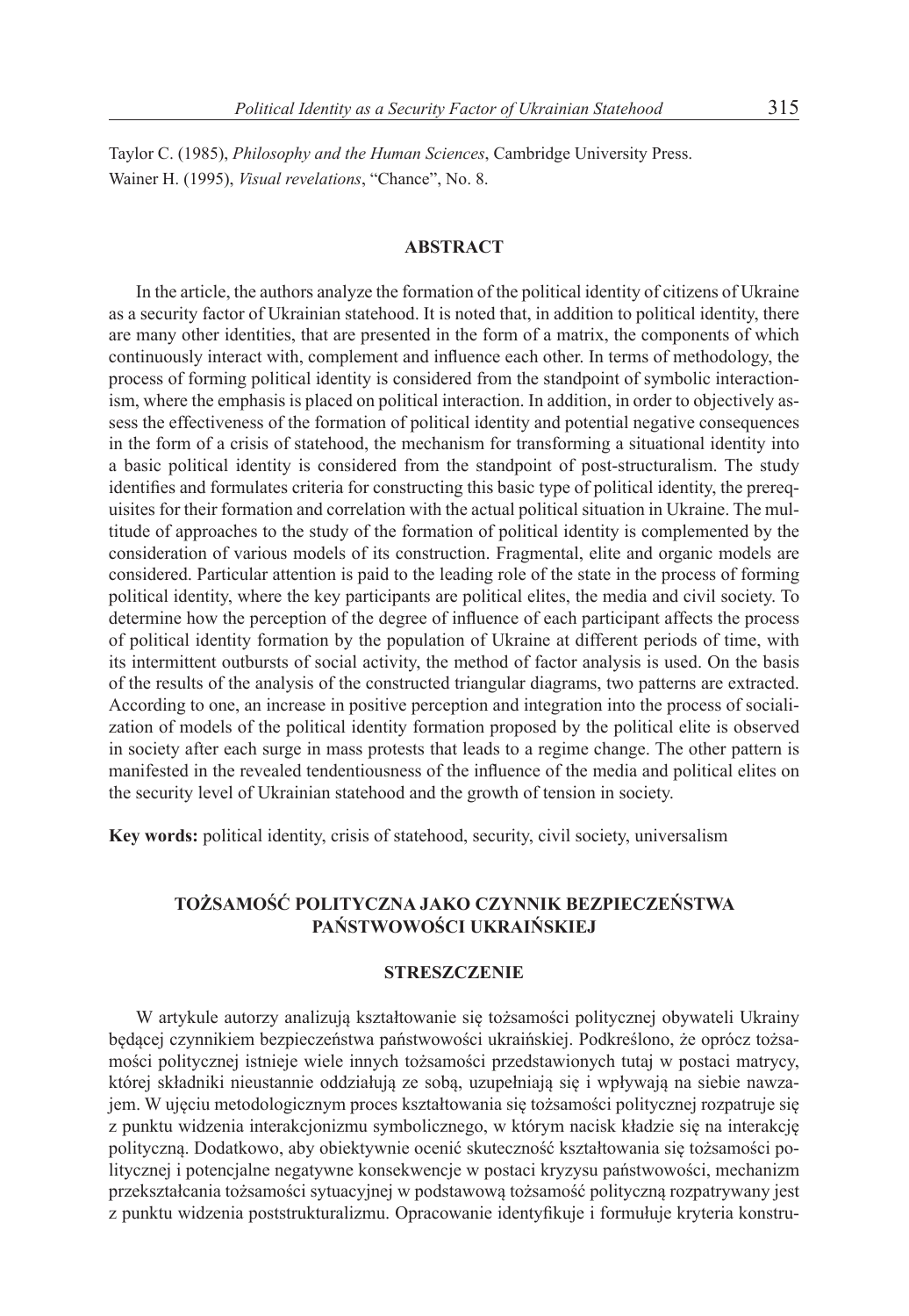Taylor C. (1985), *Philosophy and the Human Sciences*, Cambridge University Press.

Wainer H. (1995), *Visual revelations*, "Chance", No. 8.

## ABSTRACT

In the article, the authors analyze the formation of the political identity of citizens of Ukraine as a security factor of Ukrainian statehood. It is noted that, in addition to political identity, there are many other identities, that are presented in the form of a matrix, the components of which continuously interact with, complement and influence each other. In terms of methodology, the process of forming political identity is considered from the standpoint of symbolic interactionism, where the emphasis is placed on political interaction. In addition, in order to objectively assess the effectiveness of the formation of political identity and potential negative consequences in the form of a crisis of statehood, the mechanism for transforming a situational identity into a basic political identity is considered from the standpoint of post-structuralism. The study identifies and formulates criteria for constructing this basic type of political identity, the prerequisites for their formation and correlation with the actual political situation in Ukraine. The multitude of approaches to the study of the formation of political identity is complemented by the consideration of various models of its construction. Fragmental, elite and organic models are considered. Particular attention is paid to the leading role of the state in the process of forming political identity, where the key participants are political elites, the media and civil society. To determine how the perception of the degree of influence of each participant affects the process of political identity formation by the population of Ukraine at different periods of time, with its intermittent outbursts of social activity, the method of factor analysis is used. On the basis of the results of the analysis of the constructed triangular diagrams, two patterns are extracted. According to one, an increase in positive perception and integration into the process of socialization of models of the political identity formation proposed by the political elite is observed in society after each surge in mass protests that leads to a regime change. The other pattern is manifested in the revealed tendentiousness of the influence of the media and political elites on the security level of Ukrainian statehood and the growth of tension in society.

**Key words:** political identity, crisis of statehood, security, civil society, universalism

## TOŻSAMOŚĆ POLITYCZNA JAKO CZYNNIK BEZPIECZEŃSTWA PAŃSTWOWOŚCI UKRAIŃSKIEJ

## STRESZCZENIE

W artykule autorzy analizują kształtowanie się tożsamości politycznej obywateli Ukrainy będącej czynnikiem bezpieczeństwa państwowości ukraińskiej. Podkreślono, że oprócz tożsamości politycznej istnieje wiele innych tożsamości przedstawionych tutaj w postaci matrycy, której składniki nieustannie oddziałują ze sobą, uzupełniają się i wpływają na siebie nawzajem. W ujęciu metodologicznym proces kształtowania się tożsamości politycznej rozpatruje się z punktu widzenia interakcjonizmu symbolicznego, w którym nacisk kładzie się na interakcję polityczną. Dodatkowo, aby obiektywnie ocenić skuteczność kształtowania się tożsamości politycznej i potencjalne negatywne konsekwencje w postaci kryzysu państwowości, mechanizm przekształcania tożsamości sytuacyjnej w podstawową tożsamość polityczną rozpatrywany jest z punktu widzenia poststrukturalizmu. Opracowanie identyfikuje i formułuje kryteria konstru-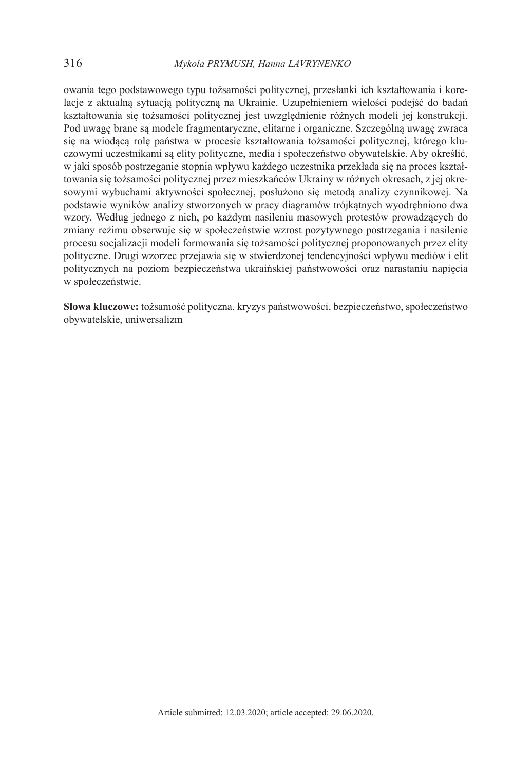owania tego podstawowego typu tożsamości politycznej, przesłanki ich kształtowania i korelacje z aktualną sytuacją polityczną na Ukrainie. Uzupełnieniem wielości podejść do badań kształtowania się tożsamości politycznej jest uwzględnienie różnych modeli jej konstrukcji. Pod uwagę brane są modele fragmentaryczne, elitarne i organiczne. Szczególną uwagę zwraca się na wiodącą rolę państwa w procesie kształtowania tożsamości politycznej, którego kluczowymi uczestnikami są elity polityczne, media i społeczeństwo obywatelskie. Aby określić, w jaki sposób postrzeganie stopnia wpływu każdego uczestnika przekłada się na proces kształtowania się tożsamości politycznej przez mieszkańców Ukrainy w różnych okresach, z jej okresowymi wybuchami aktywności społecznej, posłużono się metodą analizy czynnikowej. Na podstawie wyników analizy stworzonych w pracy diagramów trójkątnych wyodrębniono dwa wzory. Według jednego z nich, po każdym nasileniu masowych protestów prowadzących do zmiany reżimu obserwuje się w społeczeństwie wzrost pozytywnego postrzegania i nasilenie procesu socjalizacji modeli formowania się tożsamości politycznej proponowanych przez elity polityczne. Drugi wzorzec przejawia się w stwierdzonej tendencyjności wpływu mediów i elit politycznych na poziom bezpieczeństwa ukraińskiej państwowości oraz narastaniu napięcia w społeczeństwie.

**Słowa kluczowe:** tożsamość polityczna, kryzys państwowości, bezpieczeństwo, społeczeństwo obywatelskie, uniwersalizm

Article submitted: 12.03.2020; article accepted: 29.06.2020.